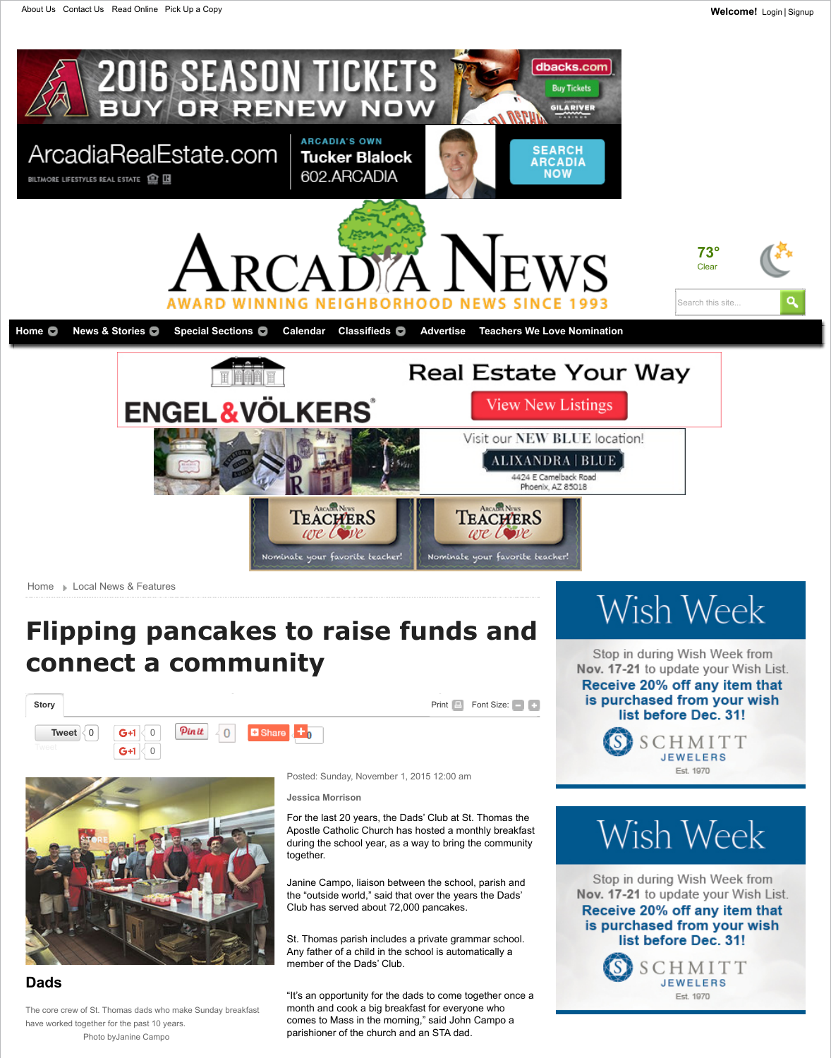About Us Contact Us Read Online Pick Up a Copy

Welcome! Login | Signup

73° Clear

Home | News & Stories | Special Sections | Calendar | Classifieds | Advertise | Teachers We Love Nomination

Home › Local News & Features

# Flipping pancakes to raise funds and connect a community

Story

Print Font Size:

**Dads**

The core crew of St. Thomas dads who make Sunday breakfast have worked together for the past 10 years.

Photo byJanine Campo

Posted: Sunday, November 1, 2015 12:00 am

Jessica Morrison

For the last 20 years, the Dads' Club at St. Thomas the Apostle Catholic Church has hosted a monthly breakfast during the school year, as a way to bring the community together.

Janine Campo, liaison between the school, parish and the "outside world," said that over the years the Dads' Club has served about 72,000 pancakes.

St. Thomas parish includes a private grammar school. Any father of a child in the school is automatically a member of the Dads' Club.

"It's an opportunity for the dads to come together once a month and cook a big breakfast for everyone who comes to Mass in the morning," said John Campo a parishioner of the church and an STA dad.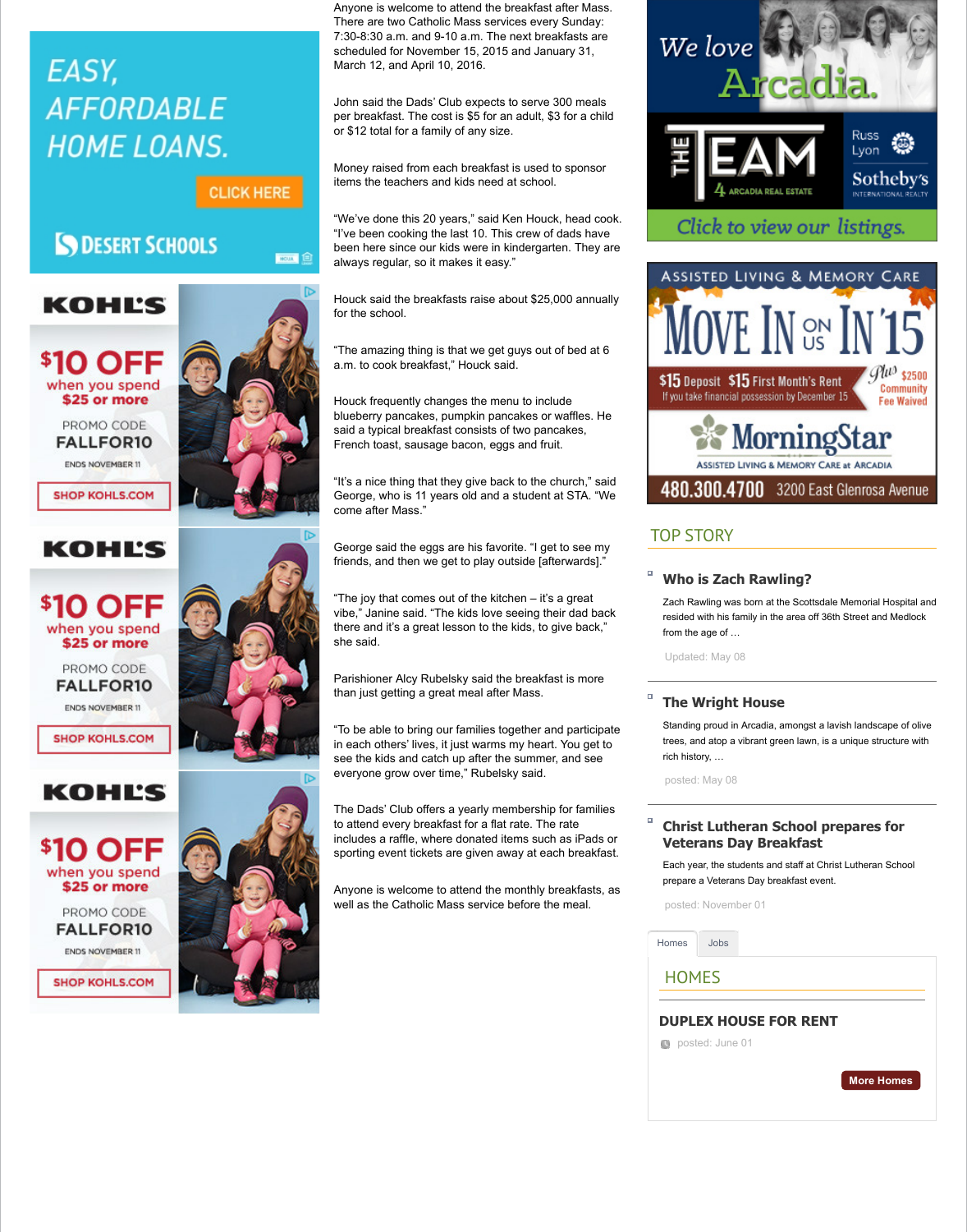Anyone is welcome to attend the breakfast after Mass. There are two Catholic Mass services every Sunday: 7:30-8:30 a.m. and 9-10 a.m. The next breakfasts are scheduled for November 15, 2015 and January 31, March 12, and April 10, 2016.

John said the Dads' Club expects to serve 300 meals per breakfast. The cost is $5 for an adult, $3 for a child or $12 total for a family of any size.

Money raised from each breakfast is used to sponsor items the teachers and kids need at school.

"We've done this 20 years," said Ken Houck, head cook. "I've been cooking the last 10. This crew of dads have been here since our kids were in kindergarten. They are always regular, so it makes it easy."

Houck said the breakfasts raise about $25,000 annually for the school.

"The amazing thing is that we get guys out of bed at 6 a.m. to cook breakfast," Houck said.

Houck frequently changes the menu to include blueberry pancakes, pumpkin pancakes or waffles. He said a typical breakfast consists of two pancakes, French toast, sausage bacon, eggs and fruit.

"It's a nice thing that they give back to the church," said George, who is 11 years old and a student at STA. "We come after Mass."

George said the eggs are his favorite. "I get to see my friends, and then we get to play outside [afterwards]."

"The joy that comes out of the kitchen – it's a great vibe," Janine said. "The kids love seeing their dad back there and it's a great lesson to the kids, to give back," she said.

Parishioner Alcy Rubelsky said the breakfast is more than just getting a great meal after Mass.

"To be able to bring our families together and participate in each others' lives, it just warms my heart. You get to see the kids and catch up after the summer, and see everyone grow over time," Rubelsky said.

The Dads' Club offers a yearly membership for families to attend every breakfast for a flat rate. The rate includes a raffle, where donated items such as iPads or sporting event tickets are given away at each breakfast.

Anyone is welcome to attend the monthly breakfasts, as well as the Catholic Mass service before the meal.

## TOP STORY

### Who is Zach Rawling?

Zach Rawling was born at the Scottsdale Memorial Hospital and resided with his family in the area off 36th Street and Medlock from the age of …

Updated: May 08

### The Wright House

Standing proud in Arcadia, amongst a lavish landscape of olive trees, and atop a vibrant green lawn, is a unique structure with rich history, …

posted: May 08

### Christ Lutheran School prepares for Veterans Day Breakfast

Each year, the students and staff at Christ Lutheran School prepare a Veterans Day breakfast event.

posted: November 01

Homes | Jobs

## HOMES

### DUPLEX HOUSE FOR RENT

posted: June 01

More Homes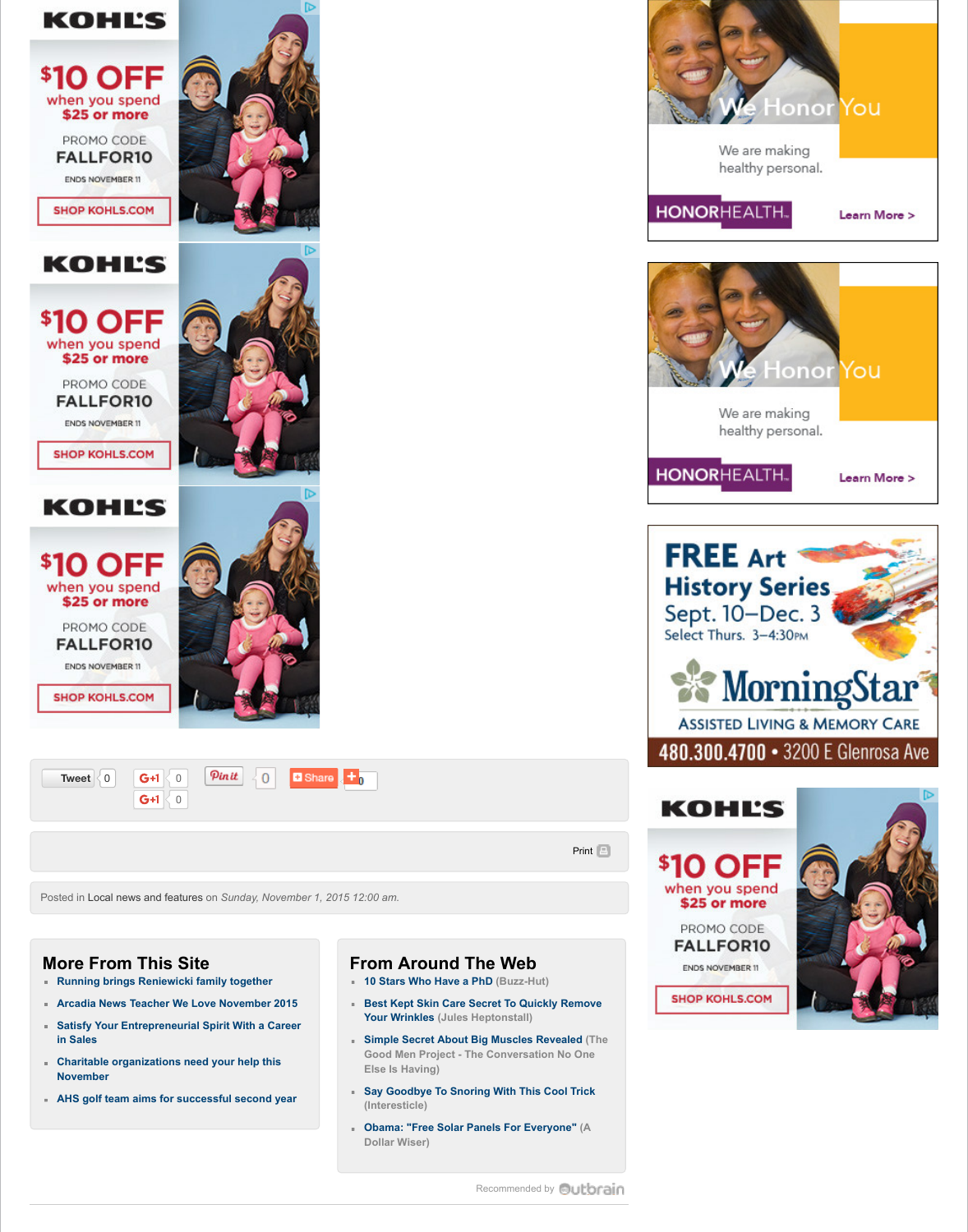KOHL'S

$10 OFF when you spend $25 or more

PROMO CODE FALLFOR10

ENDS NOVEMBER 11

SHOP KOHLS.COM

KOHL'S

$10 OFF when you spend $25 or more

PROMO CODE FALLFOR10

ENDS NOVEMBER 11

SHOP KOHLS.COM

KOHL'S

$10 OFF when you spend $25 or more

PROMO CODE FALLFOR10

ENDS NOVEMBER 11

SHOP KOHLS.COM

We Honor You

We are making healthy personal.

HONORHEALTH

Learn More >

We Honor You

We are making healthy personal.

HONORHEALTH

Learn More >

FREE Art History Series

Sept. 10–Dec. 3

Select Thurs. 3–4:30PM

MorningStar

ASSISTED LIVING & MEMORY CARE

480.300.4700 • 3200 E Glenrosa Ave

KOHL'S

$10 OFF when you spend $25 or more

PROMO CODE FALLFOR10

ENDS NOVEMBER 11

SHOP KOHLS.COM

Tweet 0 G+1 0 Pin it 0 Share 0

G+1 0

Print

Posted in Local news and features on *Sunday, November 1, 2015 12:00 am.*

## More From This Site

- **Running brings Reniewicki family together**
- **Arcadia News Teacher We Love November 2015**
- **Satisfy Your Entrepreneurial Spirit With a Career in Sales**
- **Charitable organizations need your help this November**
- **AHS golf team aims for successful second year**

## From Around The Web

- **10 Stars Who Have a PhD** (Buzz-Hut)
- **Best Kept Skin Care Secret To Quickly Remove Your Wrinkles** (Jules Heptonstall)
- **Simple Secret About Big Muscles Revealed** (The Good Men Project - The Conversation No One Else Is Having)
- **Say Goodbye To Snoring With This Cool Trick** (Interesticle)
- **Obama: "Free Solar Panels For Everyone"** (A Dollar Wiser)

Recommended by Outbrain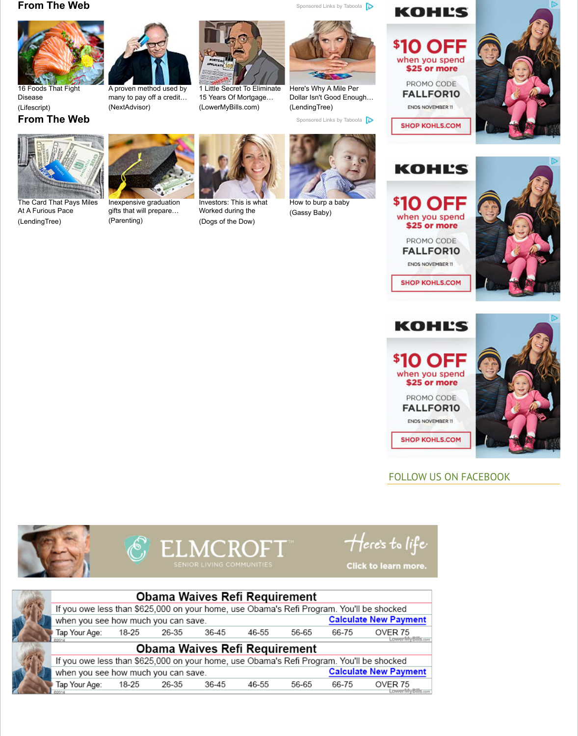## From The Web

Sponsored Links by Taboola

16 Foods That Fight Disease
(Lifescript)

A proven method used by many to pay off a credit…
(NextAdvisor)

1 Little Secret To Eliminate 15 Years Of Mortgage…
(LowerMyBills.com)

Here's Why A Mile Per Dollar Isn't Good Enough…
(LendingTree)

## From The Web

Sponsored Links by Taboola

The Card That Pays Miles At A Furious Pace
(LendingTree)

Inexpensive graduation gifts that will prepare…
(Parenting)

Investors: This is what Worked during the
(Dogs of the Dow)

How to burp a baby
(Gassy Baby)

KOHL'S
$10 OFF when you spend $25 or more
PROMO CODE FALLFOR10
ENDS NOVEMBER 11
SHOP KOHLS.COM

KOHL'S
$10 OFF when you spend $25 or more
PROMO CODE FALLFOR10
ENDS NOVEMBER 11
SHOP KOHLS.COM

KOHL'S
$10 OFF when you spend $25 or more
PROMO CODE FALLFOR10
ENDS NOVEMBER 11
SHOP KOHLS.COM

FOLLOW US ON FACEBOOK

ELMCROFT SENIOR LIVING COMMUNITIES — Here's to life. Click to learn more.

**Obama Waives Refi Requirement**

If you owe less than $625,000 on your home, use Obama's Refi Program. You'll be shocked when you see how much you can save. Calculate New Payment

Tap Your Age: 18-25 26-35 36-45 46-55 56-65 66-75 OVER 75

**Obama Waives Refi Requirement**

If you owe less than $625,000 on your home, use Obama's Refi Program. You'll be shocked when you see how much you can save. Calculate New Payment

Tap Your Age: 18-25 26-35 36-45 46-55 56-65 66-75 OVER 75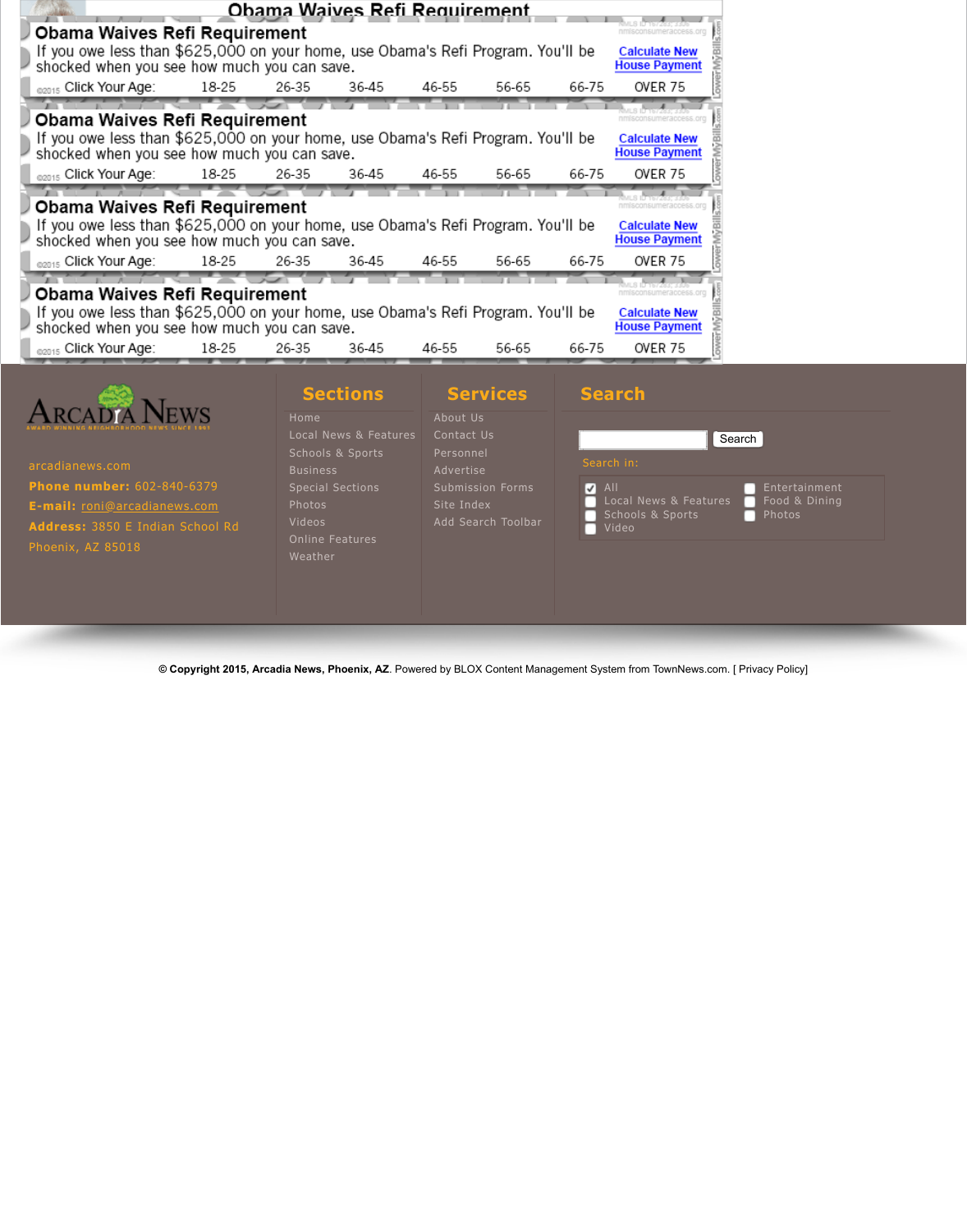Obama Waives Refi Requirement

**Obama Waives Refi Requirement**

If you owe less than $625,000 on your home, use Obama's Refi Program. You'll be shocked when you see how much you can save.

Calculate New House Payment

©2015 Click Your Age: 18-25 26-35 36-45 46-55 56-65 66-75 OVER 75

**Obama Waives Refi Requirement**

If you owe less than $625,000 on your home, use Obama's Refi Program. You'll be shocked when you see how much you can save.

Calculate New House Payment

©2015 Click Your Age: 18-25 26-35 36-45 46-55 56-65 66-75 OVER 75

**Obama Waives Refi Requirement**

If you owe less than $625,000 on your home, use Obama's Refi Program. You'll be shocked when you see how much you can save.

Calculate New House Payment

©2015 Click Your Age: 18-25 26-35 36-45 46-55 56-65 66-75 OVER 75

**Obama Waives Refi Requirement**

If you owe less than $625,000 on your home, use Obama's Refi Program. You'll be shocked when you see how much you can save.

Calculate New House Payment

©2015 Click Your Age: 18-25 26-35 36-45 46-55 56-65 66-75 OVER 75

ARCADIA NEWS

AWARD WINNING NEIGHBORHOOD NEWS SINCE 1991

arcadianews.com

**Phone number:** 602-840-6379

**E-mail:** roni@arcadianews.com

**Address:** 3850 E Indian School Rd Phoenix, AZ 85018

## Sections

- Home
- Local News & Features
- Schools & Sports
- Business
- Special Sections
- Photos
- Videos
- Online Features
- Weather

## Services

- About Us
- Contact Us
- Personnel
- Advertise
- Submission Forms
- Site Index
- Add Search Toolbar

## Search

Search

Search in:

- [x] All
- [ ] Local News & Features
- [ ] Schools & Sports
- [ ] Video
- [ ] Entertainment
- [ ] Food & Dining
- [ ] Photos

**© Copyright 2015, Arcadia News, Phoenix, AZ**. Powered by BLOX Content Management System from TownNews.com. [ Privacy Policy]